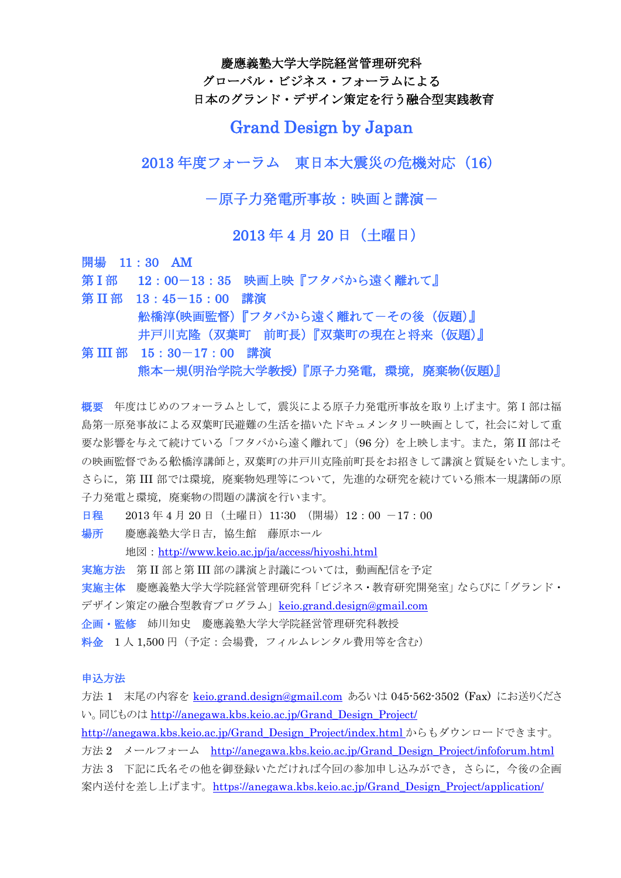**慶應義塾大学大学院経営管理研究科**
**グローバル・ビジネス・フォーラムによる**
**日本のグランド・デザイン策定を行う融合型実践教育**

# Grand Design by Japan

## 2013 年度フォーラム　東日本大震災の危機対応（16）

## －原子力発電所事故：映画と講演－

## 2013 年 4 月 20 日（土曜日）

**開場　11：30　AM**
**第 I 部　12：00－13：35　映画上映『フタバから遠く離れて』**
**第 II 部　13：45－15：00　講演**
**舩橋淳(映画監督)『フタバから遠く離れて－その後（仮題）』**
**井戸川克隆（双葉町　前町長）『双葉町の現在と将来（仮題）』**
**第 III 部　15：30－17：00　講演**
**熊本一規(明治学院大学教授)『原子力発電，環境，廃棄物(仮題)』**

**概要**　年度はじめのフォーラムとして，震災による原子力発電所事故を取り上げます。第 I 部は福島第一原発事故による双葉町民避難の生活を描いたドキュメンタリー映画として，社会に対して重要な影響を与えて続けている「フタバから遠く離れて」（96 分）を上映します。また，第 II 部はその映画監督である舩橋淳講師と，双葉町の井戸川克隆前町長をお招きして講演と質疑をいたします。さらに，第 III 部では環境，廃棄物処理等について，先進的な研究を続けている熊本一規講師の原子力発電と環境，廃棄物の問題の講演を行います。

**日程**　2013 年 4 月 20 日（土曜日）11:30　（開場）12：00　－17：00

**場所**　慶應義塾大学日吉，協生館　藤原ホール
地図：http://www.keio.ac.jp/ja/access/hiyoshi.html

**実施方法**　第 II 部と第 III 部の講演と討議については，動画配信を予定

**実施主体**　慶應義塾大学大学院経営管理研究科「ビジネス・教育研究開発室」ならびに「グランド・デザイン策定の融合型教育プログラム」keio.grand.design@gmail.com

**企画・監修**　姉川知史　慶應義塾大学大学院経営管理研究科教授

**料金**　1 人 1,500 円（予定：会場費，フィルムレンタル費用等を含む）

**申込方法**

方法 1　末尾の内容を keio.grand.design@gmail.com あるいは 045-562-3502（Fax）にお送りください。同じものは http://anegawa.kbs.keio.ac.jp/Grand_Design_Project/ http://anegawa.kbs.keio.ac.jp/Grand_Design_Project/index.html からもダウンロードできます。

方法 2　メールフォーム　http://anegawa.kbs.keio.ac.jp/Grand_Design_Project/infoforum.html

方法 3　下記に氏名その他を御登録いただければ今回の参加申し込みができ，さらに，今後の企画案内送付を差し上げます。https://anegawa.kbs.keio.ac.jp/Grand_Design_Project/application/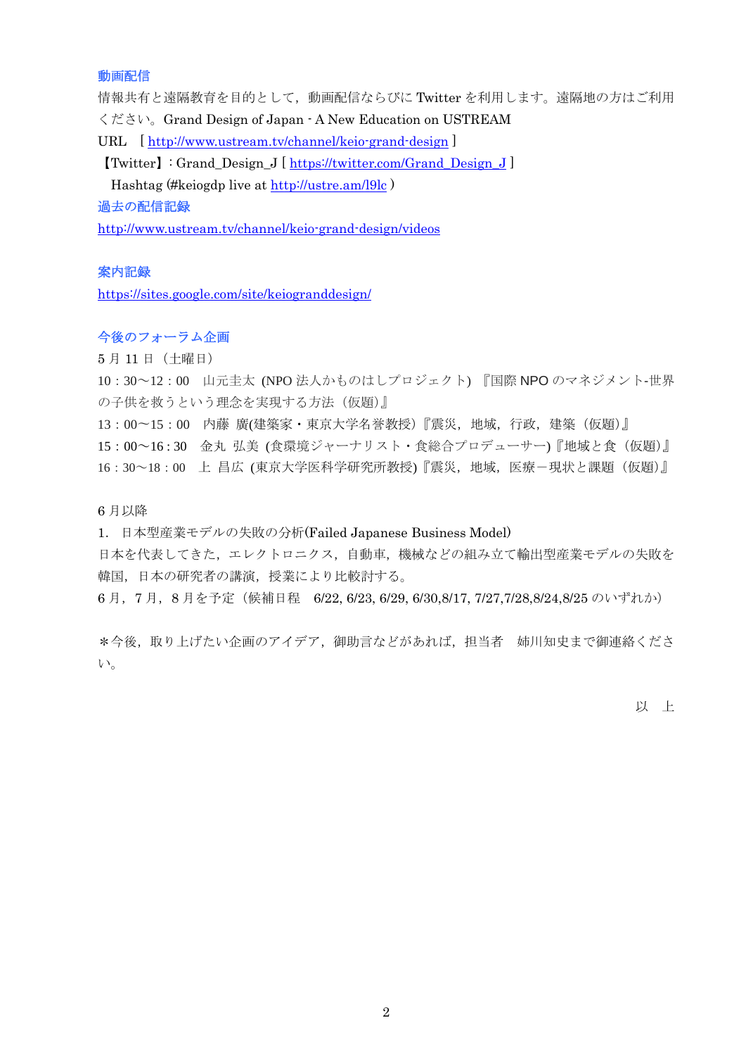### 動画配信

情報共有と遠隔教育を目的として，動画配信ならびに Twitter を利用します。遠隔地の方はご利用ください。Grand Design of Japan - A New Education on USTREAM

URL　[ http://www.ustream.tv/channel/keio-grand-design ]

【Twitter】：Grand_Design_J [ https://twitter.com/Grand_Design_J ]

　Hashtag (#keiogdp live at http://ustre.am/l9lc )

### 過去の配信記録

http://www.ustream.tv/channel/keio-grand-design/videos

### 案内記録

https://sites.google.com/site/keiogranddesign/

### 今後のフォーラム企画

5 月 11 日（土曜日）

10：30～12：00　山元圭太 (NPO 法人かものはしプロジェクト) 『国際 NPO のマネジメント-世界の子供を救うという理念を実現する方法（仮題）』

13：00～15：00　内藤 廣(建築家・東京大学名誉教授)『震災，地域，行政，建築（仮題）』

15：00～16 : 30　金丸 弘美 (食環境ジャーナリスト・食総合プロデューサー)『地域と食（仮題）』

16：30～18：00　上 昌広 (東京大学医科学研究所教授)『震災，地域，医療－現状と課題（仮題）』

6 月以降

1.　日本型産業モデルの失敗の分析(Failed Japanese Business Model)

日本を代表してきた，エレクトロニクス，自動車，機械などの組み立て輸出型産業モデルの失敗を韓国，日本の研究者の講演，授業により比較討する。

6 月，7 月，8 月を予定（候補日程　6/22, 6/23, 6/29, 6/30,8/17, 7/27,7/28,8/24,8/25 のいずれか）

＊今後，取り上げたい企画のアイデア，御助言などがあれば，担当者　姉川知史まで御連絡ください。

以　上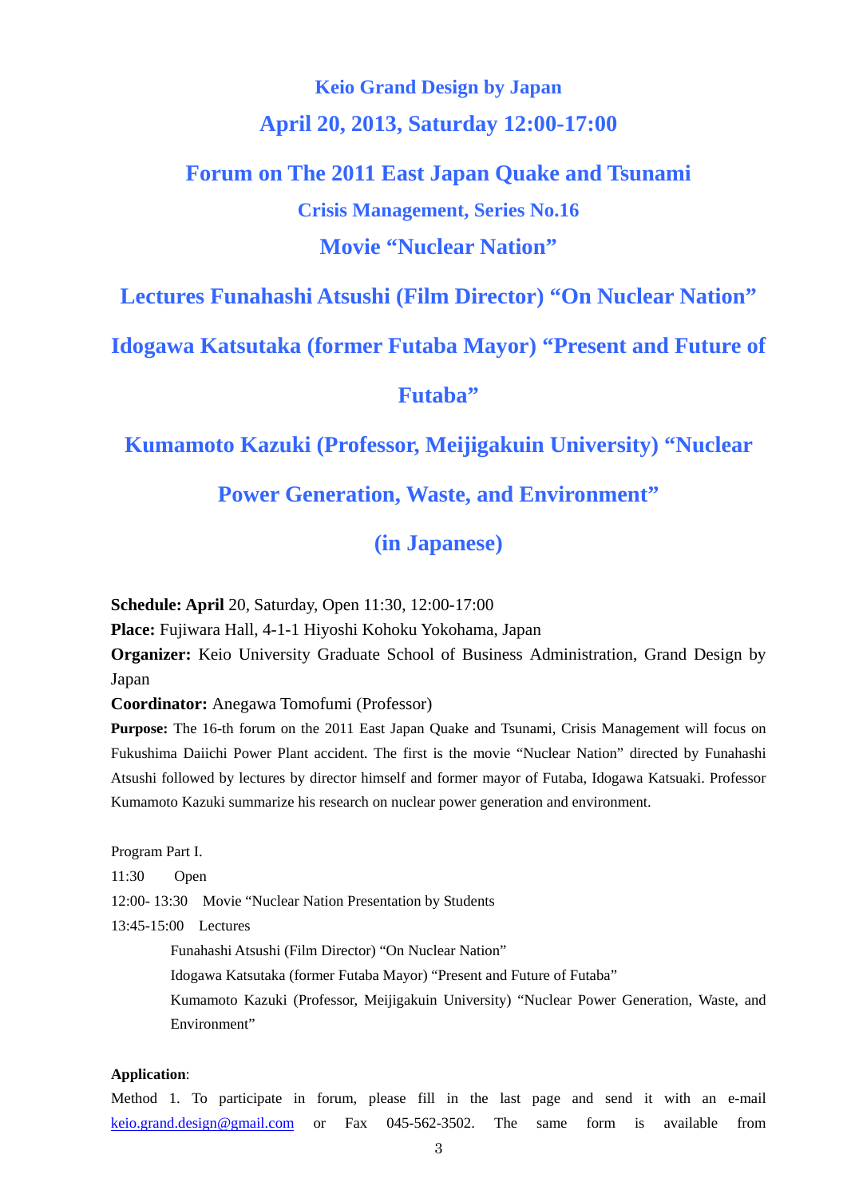## Keio Grand Design by Japan

## April 20, 2013, Saturday 12:00-17:00

# Forum on The 2011 East Japan Quake and Tsunami

## Crisis Management, Series No.16

## Movie "Nuclear Nation"

## Lectures Funahashi Atsushi (Film Director) "On Nuclear Nation"

## Idogawa Katsutaka (former Futaba Mayor) "Present and Future of Futaba"

## Kumamoto Kazuki (Professor, Meijigakuin University) "Nuclear Power Generation, Waste, and Environment"

## (in Japanese)

**Schedule: April** 20, Saturday, Open 11:30, 12:00-17:00
**Place:** Fujiwara Hall, 4-1-1 Hiyoshi Kohoku Yokohama, Japan
**Organizer:** Keio University Graduate School of Business Administration, Grand Design by Japan
**Coordinator:** Anegawa Tomofumi (Professor)
**Purpose:** The 16-th forum on the 2011 East Japan Quake and Tsunami, Crisis Management will focus on Fukushima Daiichi Power Plant accident. The first is the movie "Nuclear Nation" directed by Funahashi Atsushi followed by lectures by director himself and former mayor of Futaba, Idogawa Katsuaki. Professor Kumamoto Kazuki summarize his research on nuclear power generation and environment.

Program Part I.
11:30 Open
12:00- 13:30 Movie "Nuclear Nation Presentation by Students
13:45-15:00 Lectures

- Funahashi Atsushi (Film Director) "On Nuclear Nation"
- Idogawa Katsutaka (former Futaba Mayor) "Present and Future of Futaba"
- Kumamoto Kazuki (Professor, Meijigakuin University) "Nuclear Power Generation, Waste, and Environment"

**Application**:
Method 1. To participate in forum, please fill in the last page and send it with an e-mail keio.grand.design@gmail.com or Fax 045-562-3502. The same form is available from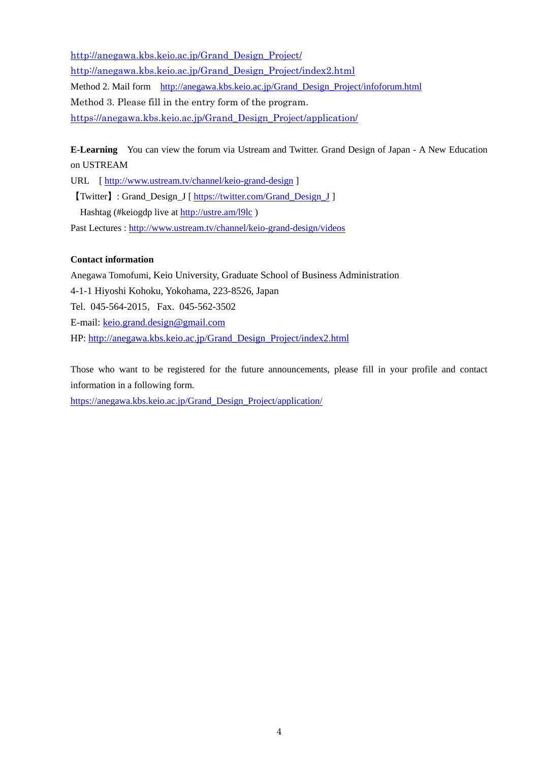http://anegawa.kbs.keio.ac.jp/Grand_Design_Project/

http://anegawa.kbs.keio.ac.jp/Grand_Design_Project/index2.html

Method 2. Mail form　http://anegawa.kbs.keio.ac.jp/Grand_Design_Project/infoforum.html

Method 3. Please fill in the entry form of the program.

https://anegawa.kbs.keio.ac.jp/Grand_Design_Project/application/

**E-Learning**　You can view the forum via Ustream and Twitter. Grand Design of Japan - A New Education on USTREAM

URL　[ http://www.ustream.tv/channel/keio-grand-design ]

【Twitter】: Grand_Design_J [ https://twitter.com/Grand_Design_J ]

Hashtag (#keiogdp live at http://ustre.am/l9lc )

Past Lectures : http://www.ustream.tv/channel/keio-grand-design/videos

**Contact information**

Anegawa Tomofumi, Keio University, Graduate School of Business Administration

4-1-1 Hiyoshi Kohoku, Yokohama, 223-8526, Japan

Tel.  045-564-2015,  Fax.  045-562-3502

E-mail: keio.grand.design@gmail.com

HP: http://anegawa.kbs.keio.ac.jp/Grand_Design_Project/index2.html

Those who want to be registered for the future announcements, please fill in your profile and contact information in a following form.

https://anegawa.kbs.keio.ac.jp/Grand_Design_Project/application/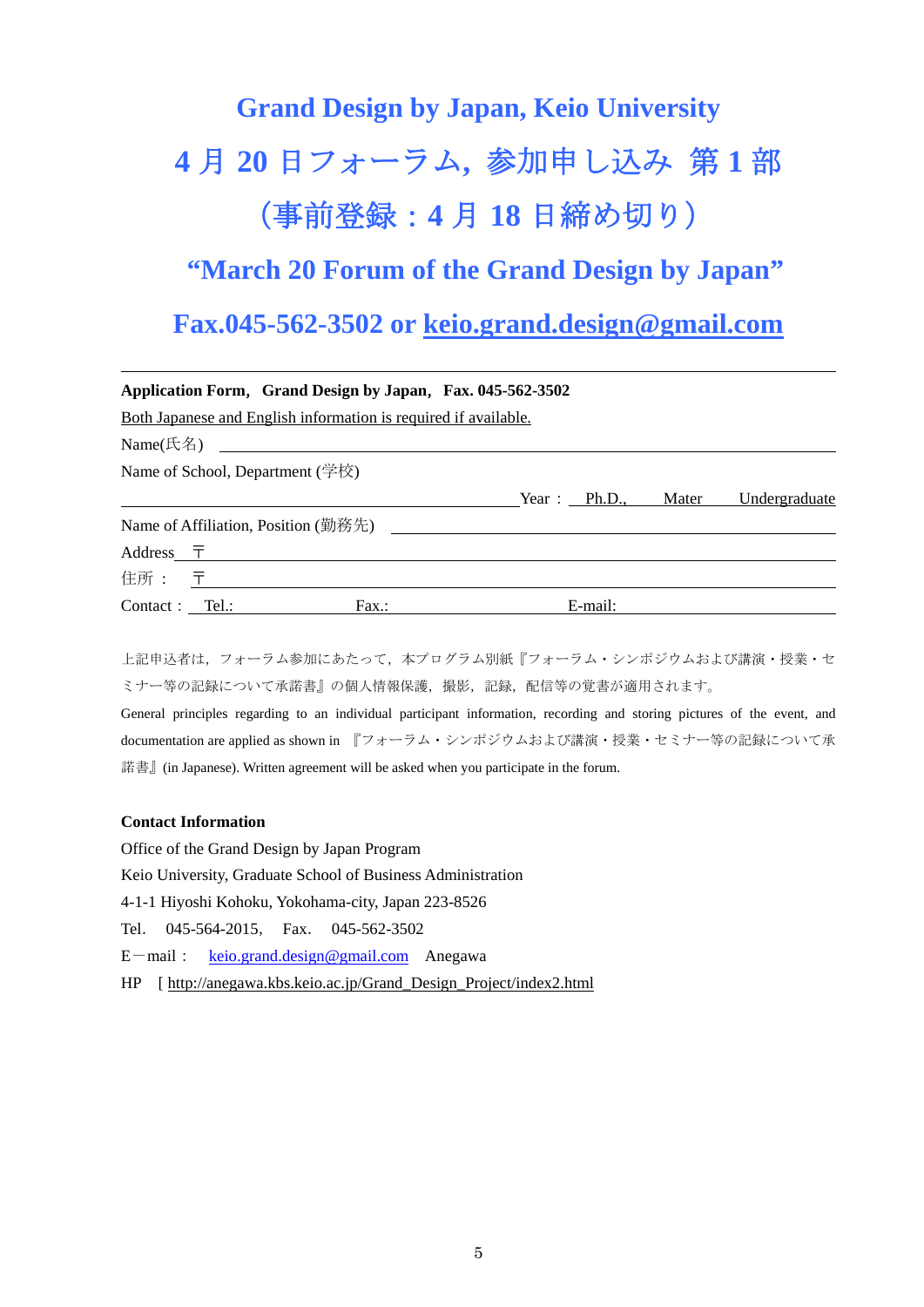# Grand Design by Japan, Keio University

# 4 月 20 日フォーラム，参加申し込み 第 1 部

# （事前登録：4 月 18 日締め切り）

# "March 20 Forum of the Grand Design by Japan"

# Fax.045-562-3502 or keio.grand.design@gmail.com

---

**Application Form，Grand Design by Japan，Fax. 045-562-3502**

Both Japanese and English information is required if available.

Name(氏名) ______________________________________________

Name of School, Department (学校)

______________________________ Year： Ph.D., Mater Undergraduate

Name of Affiliation, Position (勤務先) ______________________________

Address 〒 ______________________________________________

住所： 〒 ______________________________________________

Contact： Tel.: ____________ Fax.: ____________ E-mail: ____________

上記申込者は，フォーラム参加にあたって，本プログラム別紙『フォーラム・シンポジウムおよび講演・授業・セミナー等の記録について承諾書』の個人情報保護，撮影，記録，配信等の覚書が適用されます。

General principles regarding to an individual participant information, recording and storing pictures of the event, and documentation are applied as shown in 『フォーラム・シンポジウムおよび講演・授業・セミナー等の記録について承諾書』(in Japanese). Written agreement will be asked when you participate in the forum.

**Contact Information**

Office of the Grand Design by Japan Program

Keio University, Graduate School of Business Administration

4-1-1 Hiyoshi Kohoku, Yokohama-city, Japan 223-8526

Tel. 045-564-2015, Fax. 045-562-3502

E－mail： keio.grand.design@gmail.com Anegawa

HP [ http://anegawa.kbs.keio.ac.jp/Grand_Design_Project/index2.html